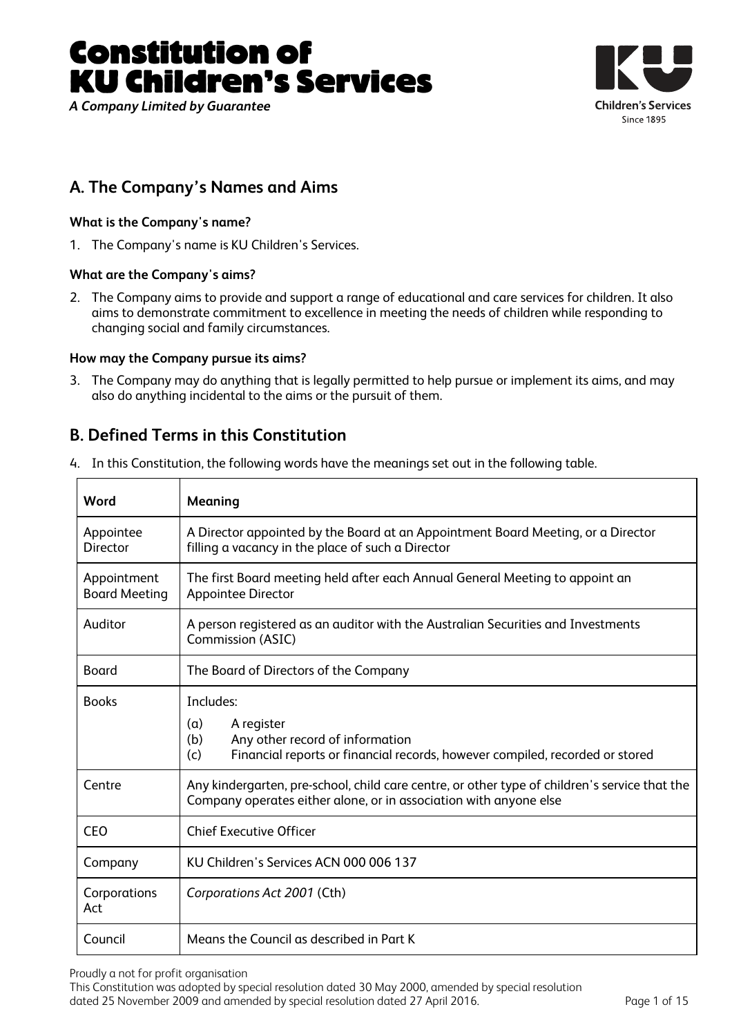# Constitution of KU Children's Services

*A Company Limited by Guarantee*

## A. The Company's Names and Aims

**What is the Company's name?**

1. The Company's name is KU Children's Services.

**What are the Company's aims?**

2. The Company aims to provide and support a range of educational and care services for children. It also aims to demonstrate commitment to excellence in meeting the needs of children while responding to changing social and family circumstances.

**How may the Company pursue its aims?**

3. The Company may do anything that is legally permitted to help pursue or implement its aims, and may also do anything incidental to the aims or the pursuit of them.

## B. Defined Terms in this Constitution

4. In this Constitution, the following words have the meanings set out in the following table.

| Word | Meaning |
|---|---|
| Appointee Director | A Director appointed by the Board at an Appointment Board Meeting, or a Director filling a vacancy in the place of such a Director |
| Appointment Board Meeting | The first Board meeting held after each Annual General Meeting to appoint an Appointee Director |
| Auditor | A person registered as an auditor with the Australian Securities and Investments Commission (ASIC) |
| Board | The Board of Directors of the Company |
| Books | Includes:<br>(a) A register<br>(b) Any other record of information<br>(c) Financial reports or financial records, however compiled, recorded or stored |
| Centre | Any kindergarten, pre-school, child care centre, or other type of children's service that the Company operates either alone, or in association with anyone else |
| CEO | Chief Executive Officer |
| Company | KU Children's Services ACN 000 006 137 |
| Corporations Act | *Corporations Act 2001* (Cth) |
| Council | Means the Council as described in Part K |

Proudly a not for profit organisation

This Constitution was adopted by special resolution dated 30 May 2000, amended by special resolution dated 25 November 2009 and amended by special resolution dated 27 April 2016.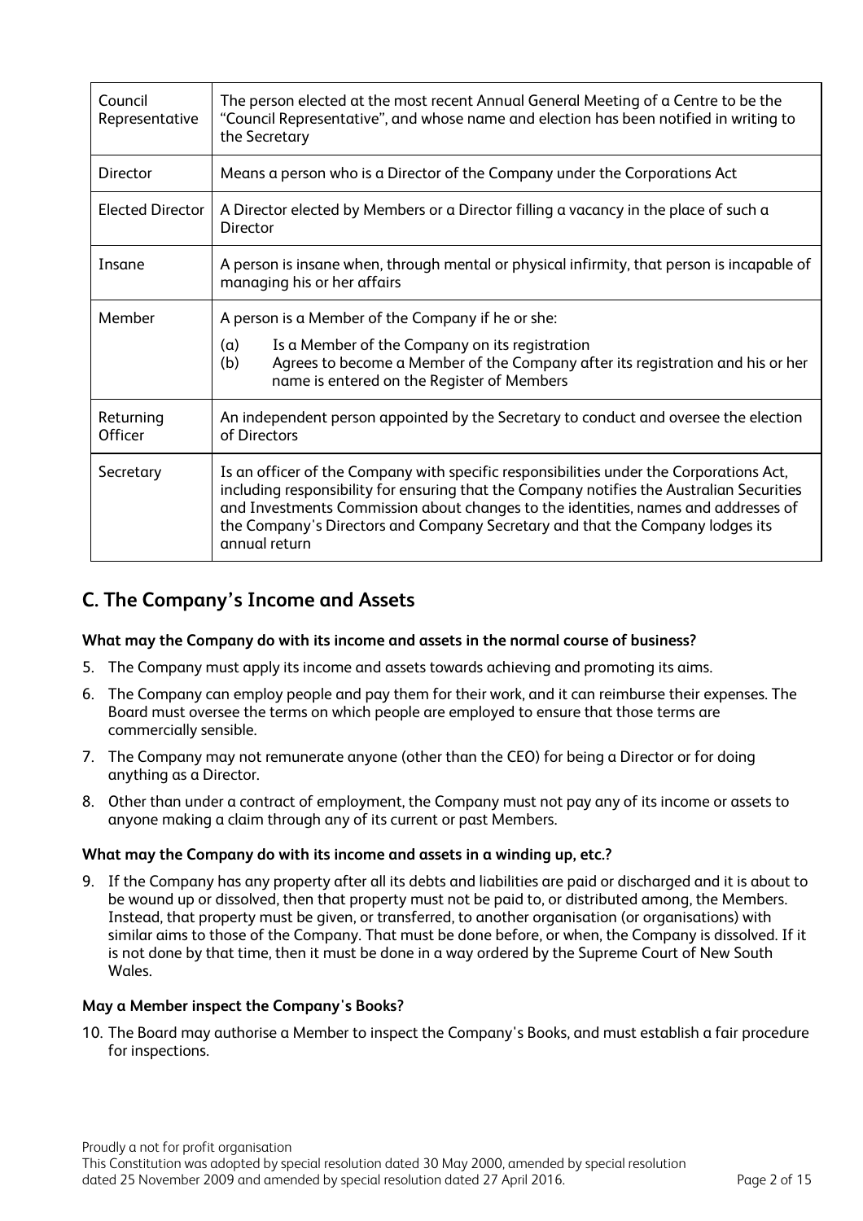| Council Representative | The person elected at the most recent Annual General Meeting of a Centre to be the "Council Representative", and whose name and election has been notified in writing to the Secretary |
| --- | --- |
| Director | Means a person who is a Director of the Company under the Corporations Act |
| Elected Director | A Director elected by Members or a Director filling a vacancy in the place of such a Director |
| Insane | A person is insane when, through mental or physical infirmity, that person is incapable of managing his or her affairs |
| Member | A person is a Member of the Company if he or she:<br>(a) Is a Member of the Company on its registration<br>(b) Agrees to become a Member of the Company after its registration and his or her name is entered on the Register of Members |
| Returning Officer | An independent person appointed by the Secretary to conduct and oversee the election of Directors |
| Secretary | Is an officer of the Company with specific responsibilities under the Corporations Act, including responsibility for ensuring that the Company notifies the Australian Securities and Investments Commission about changes to the identities, names and addresses of the Company's Directors and Company Secretary and that the Company lodges its annual return |

## C. The Company's Income and Assets

**What may the Company do with its income and assets in the normal course of business?**

5. The Company must apply its income and assets towards achieving and promoting its aims.

6. The Company can employ people and pay them for their work, and it can reimburse their expenses. The Board must oversee the terms on which people are employed to ensure that those terms are commercially sensible.

7. The Company may not remunerate anyone (other than the CEO) for being a Director or for doing anything as a Director.

8. Other than under a contract of employment, the Company must not pay any of its income or assets to anyone making a claim through any of its current or past Members.

**What may the Company do with its income and assets in a winding up, etc.?**

9. If the Company has any property after all its debts and liabilities are paid or discharged and it is about to be wound up or dissolved, then that property must not be paid to, or distributed among, the Members. Instead, that property must be given, or transferred, to another organisation (or organisations) with similar aims to those of the Company. That must be done before, or when, the Company is dissolved. If it is not done by that time, then it must be done in a way ordered by the Supreme Court of New South Wales.

**May a Member inspect the Company's Books?**

10. The Board may authorise a Member to inspect the Company's Books, and must establish a fair procedure for inspections.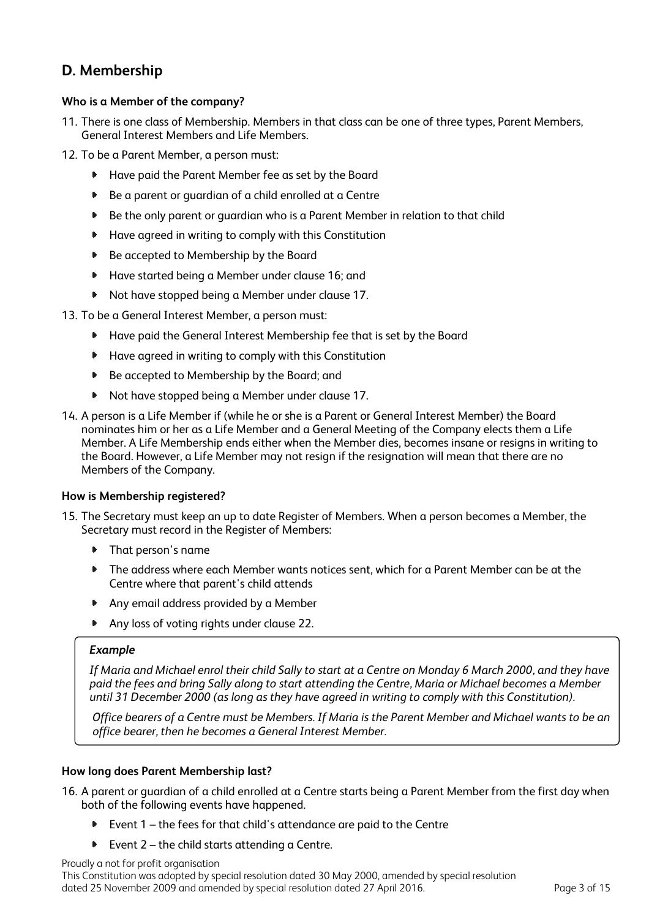## D. Membership

**Who is a Member of the company?**

11. There is one class of Membership. Members in that class can be one of three types, Parent Members, General Interest Members and Life Members.
12. To be a Parent Member, a person must:
    - Have paid the Parent Member fee as set by the Board
    - Be a parent or guardian of a child enrolled at a Centre
    - Be the only parent or guardian who is a Parent Member in relation to that child
    - Have agreed in writing to comply with this Constitution
    - Be accepted to Membership by the Board
    - Have started being a Member under clause 16; and
    - Not have stopped being a Member under clause 17.
13. To be a General Interest Member, a person must:
    - Have paid the General Interest Membership fee that is set by the Board
    - Have agreed in writing to comply with this Constitution
    - Be accepted to Membership by the Board; and
    - Not have stopped being a Member under clause 17.
14. A person is a Life Member if (while he or she is a Parent or General Interest Member) the Board nominates him or her as a Life Member and a General Meeting of the Company elects them a Life Member. A Life Membership ends either when the Member dies, becomes insane or resigns in writing to the Board. However, a Life Member may not resign if the resignation will mean that there are no Members of the Company.

**How is Membership registered?**

15. The Secretary must keep an up to date Register of Members. When a person becomes a Member, the Secretary must record in the Register of Members:
    - That person's name
    - The address where each Member wants notices sent, which for a Parent Member can be at the Centre where that parent's child attends
    - Any email address provided by a Member
    - Any loss of voting rights under clause 22.

> ***Example***
>
> *If Maria and Michael enrol their child Sally to start at a Centre on Monday 6 March 2000, and they have paid the fees and bring Sally along to start attending the Centre, Maria or Michael becomes a Member until 31 December 2000 (as long as they have agreed in writing to comply with this Constitution).*
>
> *Office bearers of a Centre must be Members. If Maria is the Parent Member and Michael wants to be an office bearer, then he becomes a General Interest Member.*

**How long does Parent Membership last?**

16. A parent or guardian of a child enrolled at a Centre starts being a Parent Member from the first day when both of the following events have happened.
    - Event 1 – the fees for that child's attendance are paid to the Centre
    - Event 2 – the child starts attending a Centre.

Proudly a not for profit organisation
This Constitution was adopted by special resolution dated 30 May 2000, amended by special resolution dated 25 November 2009 and amended by special resolution dated 27 April 2016.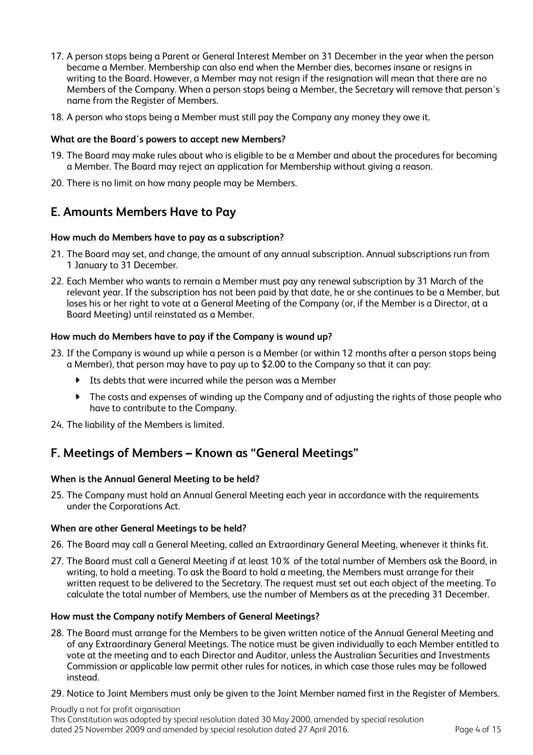17. A person stops being a Parent or General Interest Member on 31 December in the year when the person became a Member. Membership can also end when the Member dies, becomes insane or resigns in writing to the Board. However, a Member may not resign if the resignation will mean that there are no Members of the Company. When a person stops being a Member, the Secretary will remove that person's name from the Register of Members.

18. A person who stops being a Member must still pay the Company any money they owe it.

**What are the Board's powers to accept new Members?**

19. The Board may make rules about who is eligible to be a Member and about the procedures for becoming a Member. The Board may reject an application for Membership without giving a reason.

20. There is no limit on how many people may be Members.

## E. Amounts Members Have to Pay

**How much do Members have to pay as a subscription?**

21. The Board may set, and change, the amount of any annual subscription. Annual subscriptions run from 1 January to 31 December.

22. Each Member who wants to remain a Member must pay any renewal subscription by 31 March of the relevant year. If the subscription has not been paid by that date, he or she continues to be a Member, but loses his or her right to vote at a General Meeting of the Company (or, if the Member is a Director, at a Board Meeting) until reinstated as a Member.

**How much do Members have to pay if the Company is wound up?**

23. If the Company is wound up while a person is a Member (or within 12 months after a person stops being a Member), that person may have to pay up to $2.00 to the Company so that it can pay:
    - Its debts that were incurred while the person was a Member
    - The costs and expenses of winding up the Company and of adjusting the rights of those people who have to contribute to the Company.

24. The liability of the Members is limited.

## F. Meetings of Members – Known as "General Meetings"

**When is the Annual General Meeting to be held?**

25. The Company must hold an Annual General Meeting each year in accordance with the requirements under the Corporations Act.

**When are other General Meetings to be held?**

26. The Board may call a General Meeting, called an Extraordinary General Meeting, whenever it thinks fit.

27. The Board must call a General Meeting if at least 10% of the total number of Members ask the Board, in writing, to hold a meeting. To ask the Board to hold a meeting, the Members must arrange for their written request to be delivered to the Secretary. The request must set out each object of the meeting. To calculate the total number of Members, use the number of Members as at the preceding 31 December.

**How must the Company notify Members of General Meetings?**

28. The Board must arrange for the Members to be given written notice of the Annual General Meeting and of any Extraordinary General Meetings. The notice must be given individually to each Member entitled to vote at the meeting and to each Director and Auditor, unless the Australian Securities and Investments Commission or applicable law permit other rules for notices, in which case those rules may be followed instead.

29. Notice to Joint Members must only be given to the Joint Member named first in the Register of Members.

Proudly a not for profit organisation
This Constitution was adopted by special resolution dated 30 May 2000, amended by special resolution dated 25 November 2009 and amended by special resolution dated 27 April 2016.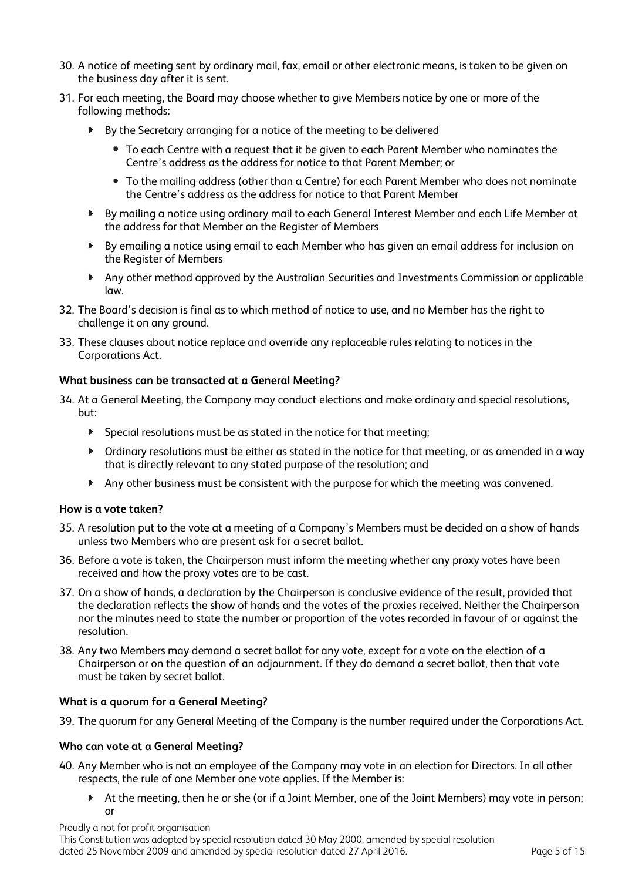30. A notice of meeting sent by ordinary mail, fax, email or other electronic means, is taken to be given on the business day after it is sent.

31. For each meeting, the Board may choose whether to give Members notice by one or more of the following methods:
    - By the Secretary arranging for a notice of the meeting to be delivered
        - To each Centre with a request that it be given to each Parent Member who nominates the Centre's address as the address for notice to that Parent Member; or
        - To the mailing address (other than a Centre) for each Parent Member who does not nominate the Centre's address as the address for notice to that Parent Member
    - By mailing a notice using ordinary mail to each General Interest Member and each Life Member at the address for that Member on the Register of Members
    - By emailing a notice using email to each Member who has given an email address for inclusion on the Register of Members
    - Any other method approved by the Australian Securities and Investments Commission or applicable law.

32. The Board's decision is final as to which method of notice to use, and no Member has the right to challenge it on any ground.

33. These clauses about notice replace and override any replaceable rules relating to notices in the Corporations Act.

**What business can be transacted at a General Meeting?**

34. At a General Meeting, the Company may conduct elections and make ordinary and special resolutions, but:
    - Special resolutions must be as stated in the notice for that meeting;
    - Ordinary resolutions must be either as stated in the notice for that meeting, or as amended in a way that is directly relevant to any stated purpose of the resolution; and
    - Any other business must be consistent with the purpose for which the meeting was convened.

**How is a vote taken?**

35. A resolution put to the vote at a meeting of a Company's Members must be decided on a show of hands unless two Members who are present ask for a secret ballot.

36. Before a vote is taken, the Chairperson must inform the meeting whether any proxy votes have been received and how the proxy votes are to be cast.

37. On a show of hands, a declaration by the Chairperson is conclusive evidence of the result, provided that the declaration reflects the show of hands and the votes of the proxies received. Neither the Chairperson nor the minutes need to state the number or proportion of the votes recorded in favour of or against the resolution.

38. Any two Members may demand a secret ballot for any vote, except for a vote on the election of a Chairperson or on the question of an adjournment. If they do demand a secret ballot, then that vote must be taken by secret ballot.

**What is a quorum for a General Meeting?**

39. The quorum for any General Meeting of the Company is the number required under the Corporations Act.

**Who can vote at a General Meeting?**

40. Any Member who is not an employee of the Company may vote in an election for Directors. In all other respects, the rule of one Member one vote applies. If the Member is:
    - At the meeting, then he or she (or if a Joint Member, one of the Joint Members) may vote in person; or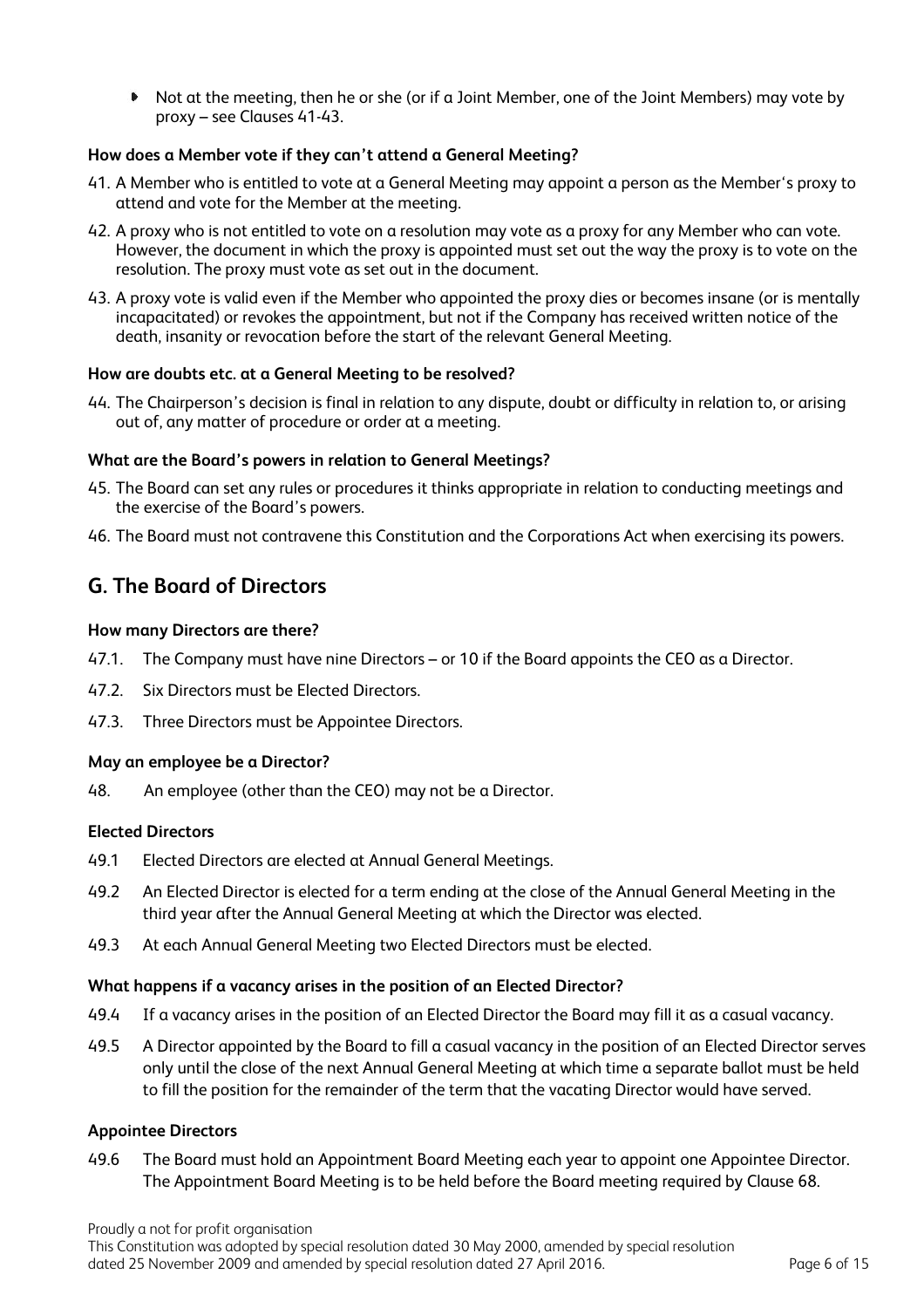- Not at the meeting, then he or she (or if a Joint Member, one of the Joint Members) may vote by proxy – see Clauses 41-43.

**How does a Member vote if they can't attend a General Meeting?**

41. A Member who is entitled to vote at a General Meeting may appoint a person as the Member's proxy to attend and vote for the Member at the meeting.
42. A proxy who is not entitled to vote on a resolution may vote as a proxy for any Member who can vote. However, the document in which the proxy is appointed must set out the way the proxy is to vote on the resolution. The proxy must vote as set out in the document.
43. A proxy vote is valid even if the Member who appointed the proxy dies or becomes insane (or is mentally incapacitated) or revokes the appointment, but not if the Company has received written notice of the death, insanity or revocation before the start of the relevant General Meeting.

**How are doubts etc. at a General Meeting to be resolved?**

44. The Chairperson's decision is final in relation to any dispute, doubt or difficulty in relation to, or arising out of, any matter of procedure or order at a meeting.

**What are the Board's powers in relation to General Meetings?**

45. The Board can set any rules or procedures it thinks appropriate in relation to conducting meetings and the exercise of the Board's powers.
46. The Board must not contravene this Constitution and the Corporations Act when exercising its powers.

## G. The Board of Directors

**How many Directors are there?**

47.1. The Company must have nine Directors – or 10 if the Board appoints the CEO as a Director.

47.2. Six Directors must be Elected Directors.

47.3. Three Directors must be Appointee Directors.

**May an employee be a Director?**

48. An employee (other than the CEO) may not be a Director.

**Elected Directors**

49.1 Elected Directors are elected at Annual General Meetings.

49.2 An Elected Director is elected for a term ending at the close of the Annual General Meeting in the third year after the Annual General Meeting at which the Director was elected.

49.3 At each Annual General Meeting two Elected Directors must be elected.

**What happens if a vacancy arises in the position of an Elected Director?**

49.4 If a vacancy arises in the position of an Elected Director the Board may fill it as a casual vacancy.

49.5 A Director appointed by the Board to fill a casual vacancy in the position of an Elected Director serves only until the close of the next Annual General Meeting at which time a separate ballot must be held to fill the position for the remainder of the term that the vacating Director would have served.

**Appointee Directors**

49.6 The Board must hold an Appointment Board Meeting each year to appoint one Appointee Director. The Appointment Board Meeting is to be held before the Board meeting required by Clause 68.

Proudly a not for profit organisation
This Constitution was adopted by special resolution dated 30 May 2000, amended by special resolution dated 25 November 2009 and amended by special resolution dated 27 April 2016.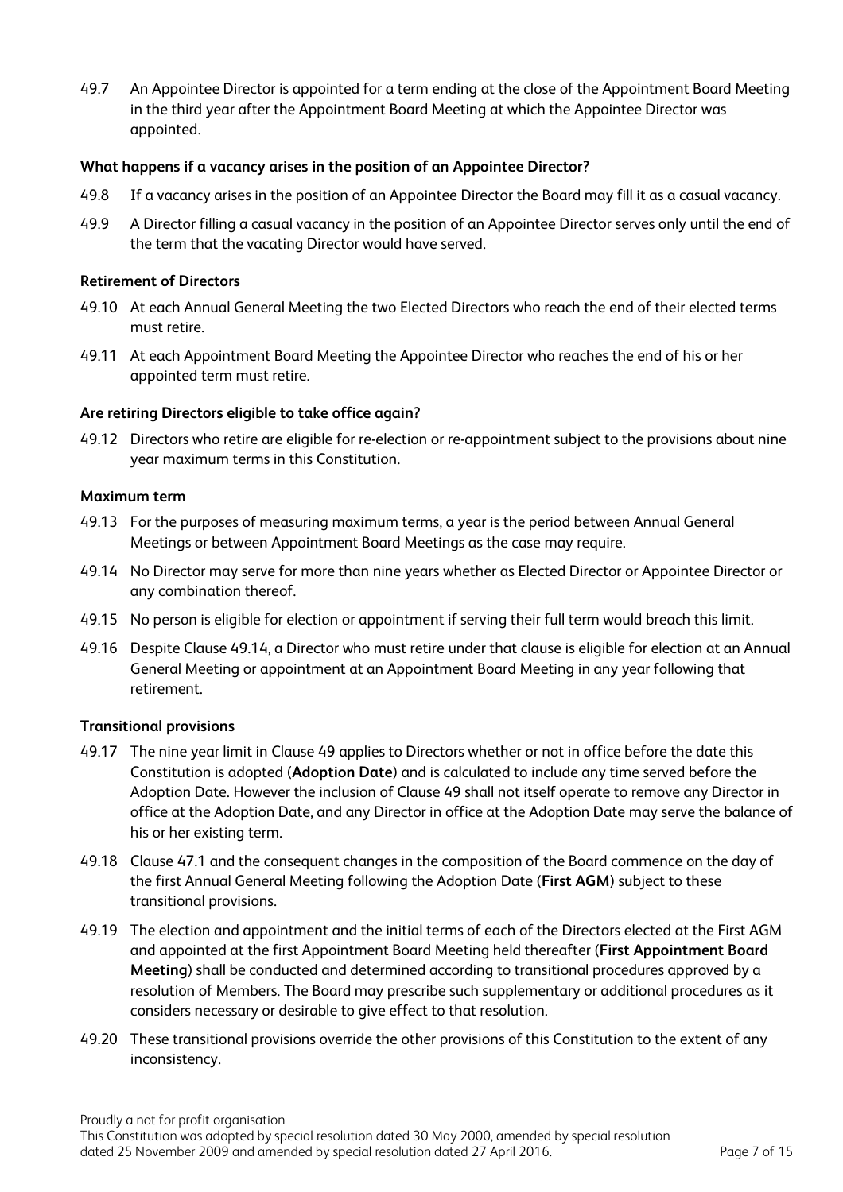49.7 An Appointee Director is appointed for a term ending at the close of the Appointment Board Meeting in the third year after the Appointment Board Meeting at which the Appointee Director was appointed.

**What happens if a vacancy arises in the position of an Appointee Director?**

49.8 If a vacancy arises in the position of an Appointee Director the Board may fill it as a casual vacancy.

49.9 A Director filling a casual vacancy in the position of an Appointee Director serves only until the end of the term that the vacating Director would have served.

**Retirement of Directors**

49.10 At each Annual General Meeting the two Elected Directors who reach the end of their elected terms must retire.

49.11 At each Appointment Board Meeting the Appointee Director who reaches the end of his or her appointed term must retire.

**Are retiring Directors eligible to take office again?**

49.12 Directors who retire are eligible for re-election or re-appointment subject to the provisions about nine year maximum terms in this Constitution.

**Maximum term**

49.13 For the purposes of measuring maximum terms, a year is the period between Annual General Meetings or between Appointment Board Meetings as the case may require.

49.14 No Director may serve for more than nine years whether as Elected Director or Appointee Director or any combination thereof.

49.15 No person is eligible for election or appointment if serving their full term would breach this limit.

49.16 Despite Clause 49.14, a Director who must retire under that clause is eligible for election at an Annual General Meeting or appointment at an Appointment Board Meeting in any year following that retirement.

**Transitional provisions**

49.17 The nine year limit in Clause 49 applies to Directors whether or not in office before the date this Constitution is adopted (**Adoption Date**) and is calculated to include any time served before the Adoption Date. However the inclusion of Clause 49 shall not itself operate to remove any Director in office at the Adoption Date, and any Director in office at the Adoption Date may serve the balance of his or her existing term.

49.18 Clause 47.1 and the consequent changes in the composition of the Board commence on the day of the first Annual General Meeting following the Adoption Date (**First AGM**) subject to these transitional provisions.

49.19 The election and appointment and the initial terms of each of the Directors elected at the First AGM and appointed at the first Appointment Board Meeting held thereafter (**First Appointment Board Meeting**) shall be conducted and determined according to transitional procedures approved by a resolution of Members. The Board may prescribe such supplementary or additional procedures as it considers necessary or desirable to give effect to that resolution.

49.20 These transitional provisions override the other provisions of this Constitution to the extent of any inconsistency.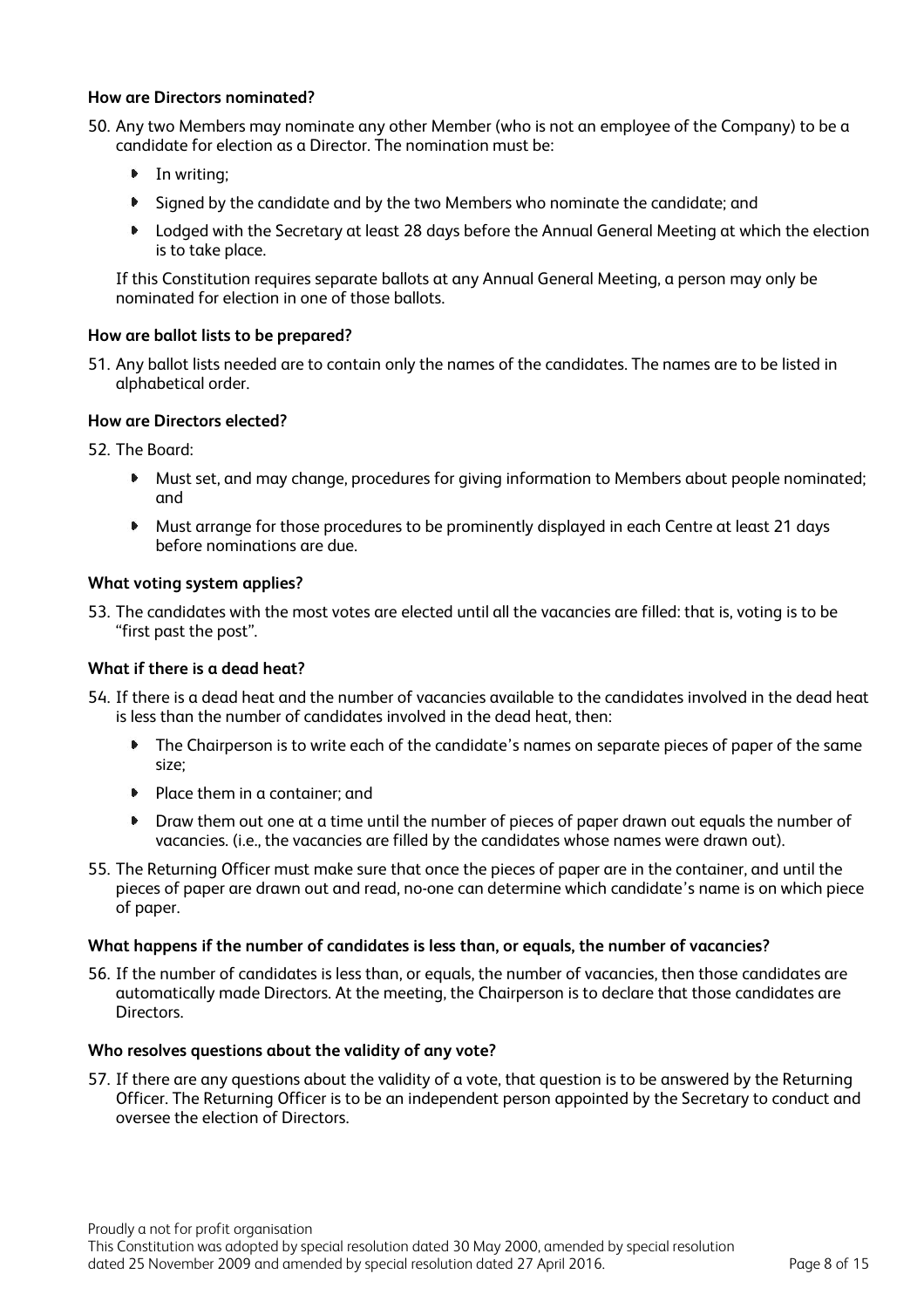### How are Directors nominated?

50. Any two Members may nominate any other Member (who is not an employee of the Company) to be a candidate for election as a Director. The nomination must be:

    - In writing;
    - Signed by the candidate and by the two Members who nominate the candidate; and
    - Lodged with the Secretary at least 28 days before the Annual General Meeting at which the election is to take place.

    If this Constitution requires separate ballots at any Annual General Meeting, a person may only be nominated for election in one of those ballots.

### How are ballot lists to be prepared?

51. Any ballot lists needed are to contain only the names of the candidates. The names are to be listed in alphabetical order.

### How are Directors elected?

52. The Board:

    - Must set, and may change, procedures for giving information to Members about people nominated; and
    - Must arrange for those procedures to be prominently displayed in each Centre at least 21 days before nominations are due.

### What voting system applies?

53. The candidates with the most votes are elected until all the vacancies are filled: that is, voting is to be "first past the post".

### What if there is a dead heat?

54. If there is a dead heat and the number of vacancies available to the candidates involved in the dead heat is less than the number of candidates involved in the dead heat, then:

    - The Chairperson is to write each of the candidate's names on separate pieces of paper of the same size;
    - Place them in a container; and
    - Draw them out one at a time until the number of pieces of paper drawn out equals the number of vacancies. (i.e., the vacancies are filled by the candidates whose names were drawn out).

55. The Returning Officer must make sure that once the pieces of paper are in the container, and until the pieces of paper are drawn out and read, no-one can determine which candidate's name is on which piece of paper.

### What happens if the number of candidates is less than, or equals, the number of vacancies?

56. If the number of candidates is less than, or equals, the number of vacancies, then those candidates are automatically made Directors. At the meeting, the Chairperson is to declare that those candidates are Directors.

### Who resolves questions about the validity of any vote?

57. If there are any questions about the validity of a vote, that question is to be answered by the Returning Officer. The Returning Officer is to be an independent person appointed by the Secretary to conduct and oversee the election of Directors.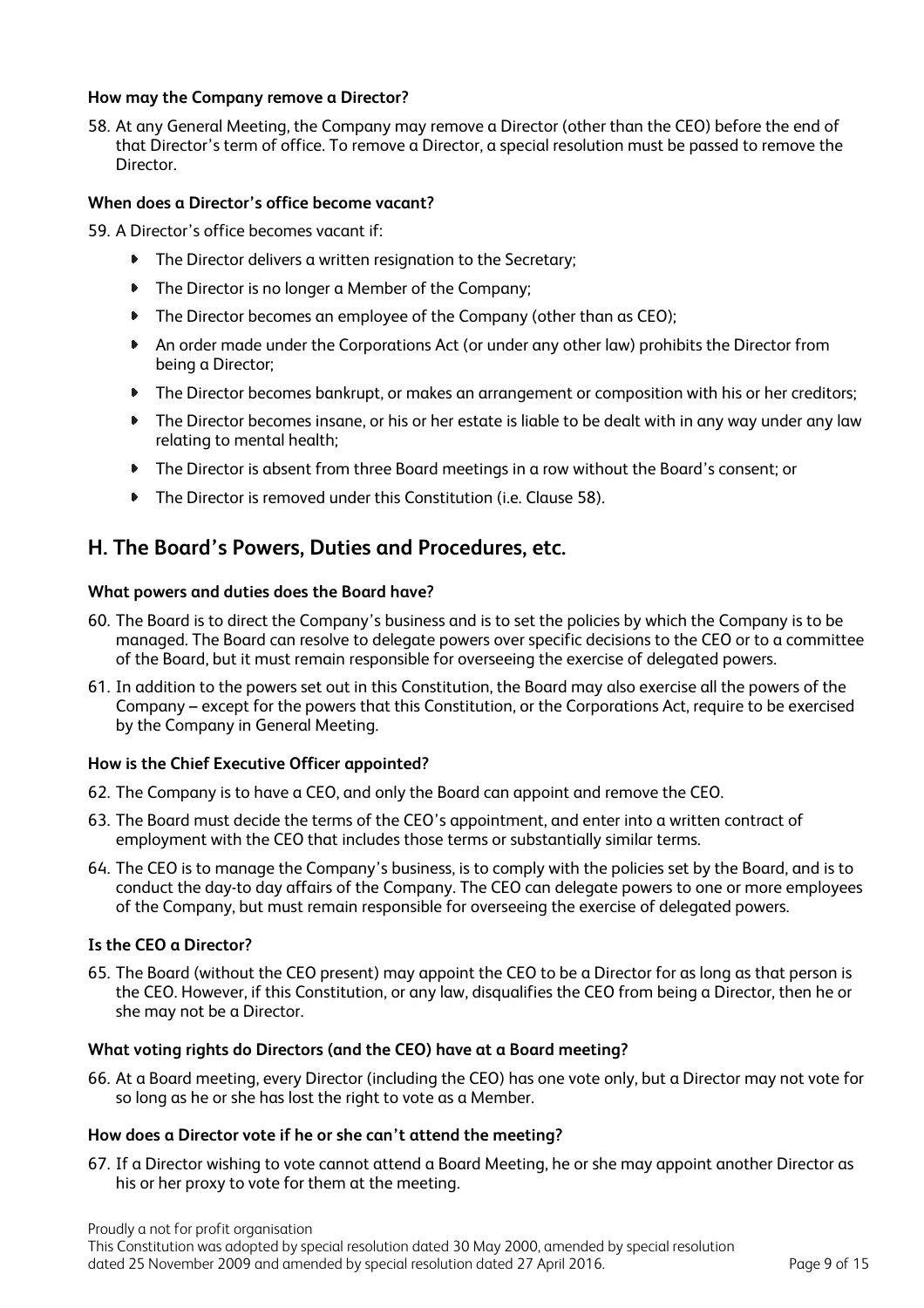**How may the Company remove a Director?**

58. At any General Meeting, the Company may remove a Director (other than the CEO) before the end of that Director's term of office. To remove a Director, a special resolution must be passed to remove the Director.

**When does a Director's office become vacant?**

59. A Director's office becomes vacant if:
    - The Director delivers a written resignation to the Secretary;
    - The Director is no longer a Member of the Company;
    - The Director becomes an employee of the Company (other than as CEO);
    - An order made under the Corporations Act (or under any other law) prohibits the Director from being a Director;
    - The Director becomes bankrupt, or makes an arrangement or composition with his or her creditors;
    - The Director becomes insane, or his or her estate is liable to be dealt with in any way under any law relating to mental health;
    - The Director is absent from three Board meetings in a row without the Board's consent; or
    - The Director is removed under this Constitution (i.e. Clause 58).

## H. The Board's Powers, Duties and Procedures, etc.

**What powers and duties does the Board have?**

60. The Board is to direct the Company's business and is to set the policies by which the Company is to be managed. The Board can resolve to delegate powers over specific decisions to the CEO or to a committee of the Board, but it must remain responsible for overseeing the exercise of delegated powers.

61. In addition to the powers set out in this Constitution, the Board may also exercise all the powers of the Company – except for the powers that this Constitution, or the Corporations Act, require to be exercised by the Company in General Meeting.

**How is the Chief Executive Officer appointed?**

62. The Company is to have a CEO, and only the Board can appoint and remove the CEO.

63. The Board must decide the terms of the CEO's appointment, and enter into a written contract of employment with the CEO that includes those terms or substantially similar terms.

64. The CEO is to manage the Company's business, is to comply with the policies set by the Board, and is to conduct the day-to day affairs of the Company. The CEO can delegate powers to one or more employees of the Company, but must remain responsible for overseeing the exercise of delegated powers.

**Is the CEO a Director?**

65. The Board (without the CEO present) may appoint the CEO to be a Director for as long as that person is the CEO. However, if this Constitution, or any law, disqualifies the CEO from being a Director, then he or she may not be a Director.

**What voting rights do Directors (and the CEO) have at a Board meeting?**

66. At a Board meeting, every Director (including the CEO) has one vote only, but a Director may not vote for so long as he or she has lost the right to vote as a Member.

**How does a Director vote if he or she can't attend the meeting?**

67. If a Director wishing to vote cannot attend a Board Meeting, he or she may appoint another Director as his or her proxy to vote for them at the meeting.

Proudly a not for profit organisation
This Constitution was adopted by special resolution dated 30 May 2000, amended by special resolution dated 25 November 2009 and amended by special resolution dated 27 April 2016.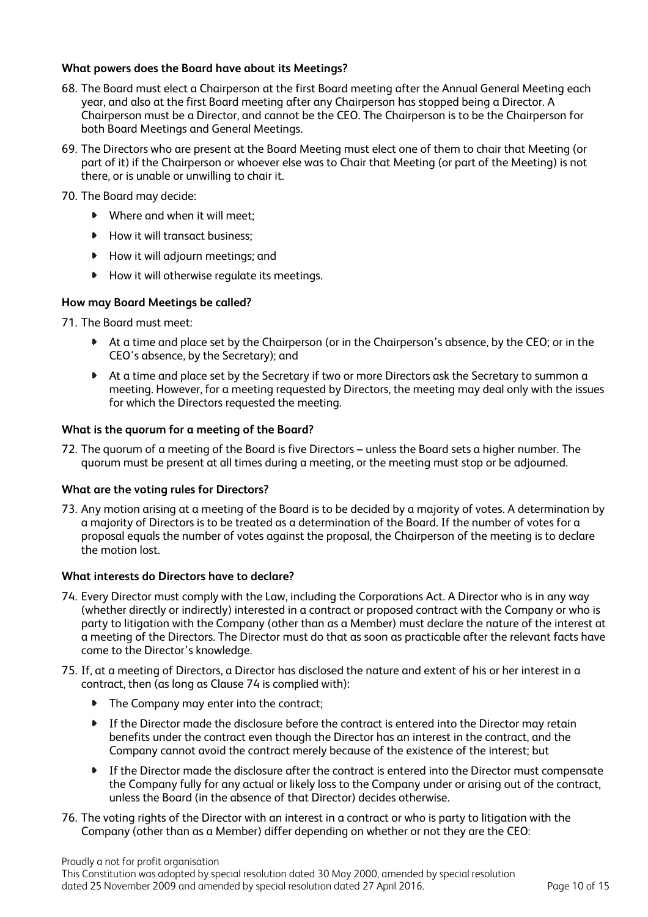**What powers does the Board have about its Meetings?**

68. The Board must elect a Chairperson at the first Board meeting after the Annual General Meeting each year, and also at the first Board meeting after any Chairperson has stopped being a Director. A Chairperson must be a Director, and cannot be the CEO. The Chairperson is to be the Chairperson for both Board Meetings and General Meetings.

69. The Directors who are present at the Board Meeting must elect one of them to chair that Meeting (or part of it) if the Chairperson or whoever else was to Chair that Meeting (or part of the Meeting) is not there, or is unable or unwilling to chair it.

70. The Board may decide:
    - Where and when it will meet;
    - How it will transact business;
    - How it will adjourn meetings; and
    - How it will otherwise regulate its meetings.

**How may Board Meetings be called?**

71. The Board must meet:
    - At a time and place set by the Chairperson (or in the Chairperson's absence, by the CEO; or in the CEO's absence, by the Secretary); and
    - At a time and place set by the Secretary if two or more Directors ask the Secretary to summon a meeting. However, for a meeting requested by Directors, the meeting may deal only with the issues for which the Directors requested the meeting.

**What is the quorum for a meeting of the Board?**

72. The quorum of a meeting of the Board is five Directors – unless the Board sets a higher number. The quorum must be present at all times during a meeting, or the meeting must stop or be adjourned.

**What are the voting rules for Directors?**

73. Any motion arising at a meeting of the Board is to be decided by a majority of votes. A determination by a majority of Directors is to be treated as a determination of the Board. If the number of votes for a proposal equals the number of votes against the proposal, the Chairperson of the meeting is to declare the motion lost.

**What interests do Directors have to declare?**

74. Every Director must comply with the Law, including the Corporations Act. A Director who is in any way (whether directly or indirectly) interested in a contract or proposed contract with the Company or who is party to litigation with the Company (other than as a Member) must declare the nature of the interest at a meeting of the Directors. The Director must do that as soon as practicable after the relevant facts have come to the Director's knowledge.

75. If, at a meeting of Directors, a Director has disclosed the nature and extent of his or her interest in a contract, then (as long as Clause 74 is complied with):
    - The Company may enter into the contract;
    - If the Director made the disclosure before the contract is entered into the Director may retain benefits under the contract even though the Director has an interest in the contract, and the Company cannot avoid the contract merely because of the existence of the interest; but
    - If the Director made the disclosure after the contract is entered into the Director must compensate the Company fully for any actual or likely loss to the Company under or arising out of the contract, unless the Board (in the absence of that Director) decides otherwise.

76. The voting rights of the Director with an interest in a contract or who is party to litigation with the Company (other than as a Member) differ depending on whether or not they are the CEO:

Proudly a not for profit organisation
This Constitution was adopted by special resolution dated 30 May 2000, amended by special resolution dated 25 November 2009 and amended by special resolution dated 27 April 2016.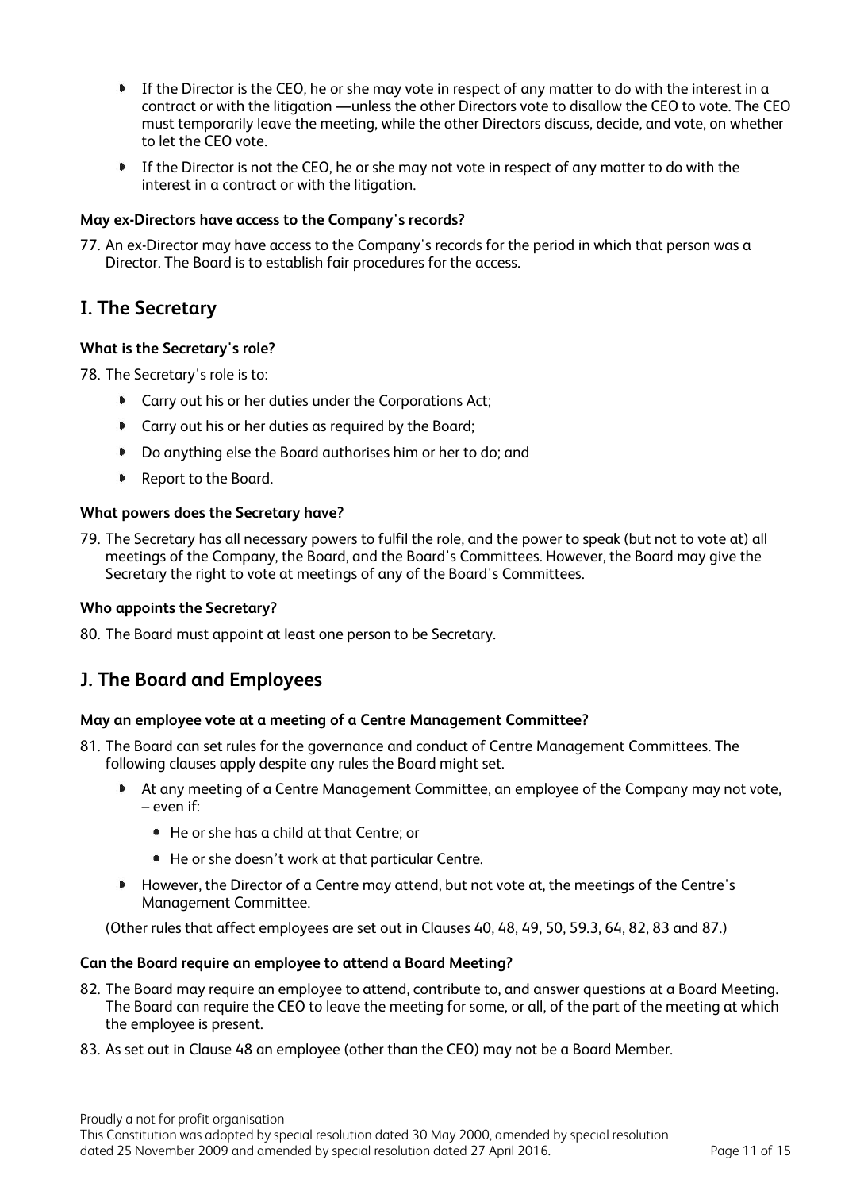- If the Director is the CEO, he or she may vote in respect of any matter to do with the interest in a contract or with the litigation —unless the other Directors vote to disallow the CEO to vote. The CEO must temporarily leave the meeting, while the other Directors discuss, decide, and vote, on whether to let the CEO vote.
- If the Director is not the CEO, he or she may not vote in respect of any matter to do with the interest in a contract or with the litigation.

#### May ex-Directors have access to the Company's records?

77. An ex-Director may have access to the Company's records for the period in which that person was a Director. The Board is to establish fair procedures for the access.

## I. The Secretary

#### What is the Secretary's role?

78. The Secretary's role is to:
    - Carry out his or her duties under the Corporations Act;
    - Carry out his or her duties as required by the Board;
    - Do anything else the Board authorises him or her to do; and
    - Report to the Board.

#### What powers does the Secretary have?

79. The Secretary has all necessary powers to fulfil the role, and the power to speak (but not to vote at) all meetings of the Company, the Board, and the Board's Committees. However, the Board may give the Secretary the right to vote at meetings of any of the Board's Committees.

#### Who appoints the Secretary?

80. The Board must appoint at least one person to be Secretary.

## J. The Board and Employees

#### May an employee vote at a meeting of a Centre Management Committee?

81. The Board can set rules for the governance and conduct of Centre Management Committees. The following clauses apply despite any rules the Board might set.
    - At any meeting of a Centre Management Committee, an employee of the Company may not vote, – even if:
        - He or she has a child at that Centre; or
        - He or she doesn't work at that particular Centre.
    - However, the Director of a Centre may attend, but not vote at, the meetings of the Centre's Management Committee.

    (Other rules that affect employees are set out in Clauses 40, 48, 49, 50, 59.3, 64, 82, 83 and 87.)

#### Can the Board require an employee to attend a Board Meeting?

82. The Board may require an employee to attend, contribute to, and answer questions at a Board Meeting. The Board can require the CEO to leave the meeting for some, or all, of the part of the meeting at which the employee is present.
83. As set out in Clause 48 an employee (other than the CEO) may not be a Board Member.

Proudly a not for profit organisation
This Constitution was adopted by special resolution dated 30 May 2000, amended by special resolution dated 25 November 2009 and amended by special resolution dated 27 April 2016.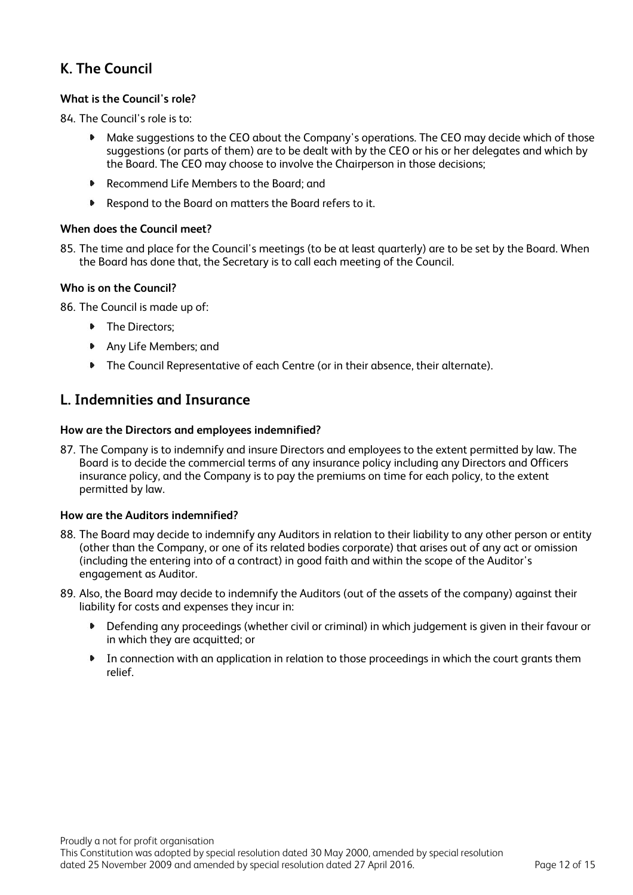## K. The Council

#### What is the Council's role?

84. The Council's role is to:

    - Make suggestions to the CEO about the Company's operations. The CEO may decide which of those suggestions (or parts of them) are to be dealt with by the CEO or his or her delegates and which by the Board. The CEO may choose to involve the Chairperson in those decisions;
    - Recommend Life Members to the Board; and
    - Respond to the Board on matters the Board refers to it.

#### When does the Council meet?

85. The time and place for the Council's meetings (to be at least quarterly) are to be set by the Board. When the Board has done that, the Secretary is to call each meeting of the Council.

#### Who is on the Council?

86. The Council is made up of:

    - The Directors;
    - Any Life Members; and
    - The Council Representative of each Centre (or in their absence, their alternate).

## L. Indemnities and Insurance

#### How are the Directors and employees indemnified?

87. The Company is to indemnify and insure Directors and employees to the extent permitted by law. The Board is to decide the commercial terms of any insurance policy including any Directors and Officers insurance policy, and the Company is to pay the premiums on time for each policy, to the extent permitted by law.

#### How are the Auditors indemnified?

88. The Board may decide to indemnify any Auditors in relation to their liability to any other person or entity (other than the Company, or one of its related bodies corporate) that arises out of any act or omission (including the entering into of a contract) in good faith and within the scope of the Auditor's engagement as Auditor.

89. Also, the Board may decide to indemnify the Auditors (out of the assets of the company) against their liability for costs and expenses they incur in:

    - Defending any proceedings (whether civil or criminal) in which judgement is given in their favour or in which they are acquitted; or
    - In connection with an application in relation to those proceedings in which the court grants them relief.

Proudly a not for profit organisation
This Constitution was adopted by special resolution dated 30 May 2000, amended by special resolution dated 25 November 2009 and amended by special resolution dated 27 April 2016.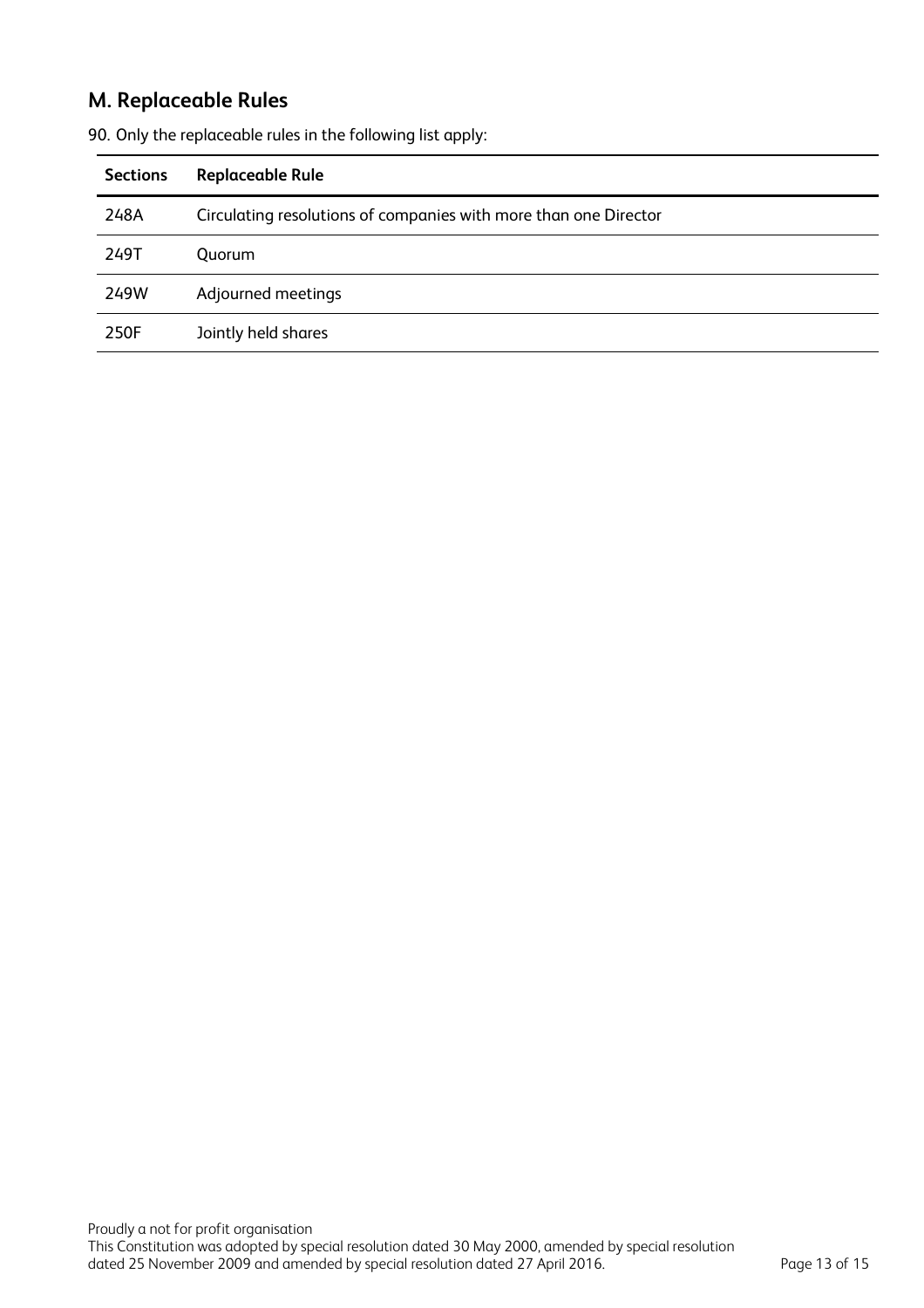## M. Replaceable Rules

90. Only the replaceable rules in the following list apply:

| Sections | Replaceable Rule |
|---|---|
| 248A | Circulating resolutions of companies with more than one Director |
| 249T | Quorum |
| 249W | Adjourned meetings |
| 250F | Jointly held shares |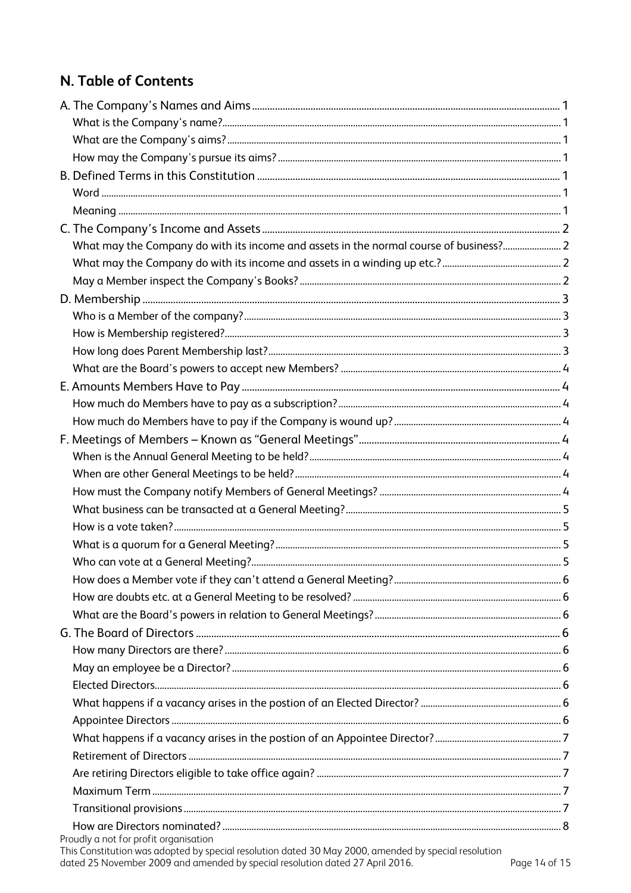## N. Table of Contents

A. The Company's Names and Aims ..... 1
- What is the Company's name? ..... 1
- What are the Company's aims? ..... 1
- How may the Company's pursue its aims? ..... 1

B. Defined Terms in this Constitution ..... 1
- Word ..... 1
- Meaning ..... 1

C. The Company's Income and Assets ..... 2
- What may the Company do with its income and assets in the normal course of business? ..... 2
- What may the Company do with its income and assets in a winding up etc.? ..... 2
- May a Member inspect the Company's Books? ..... 2

D. Membership ..... 3
- Who is a Member of the company? ..... 3
- How is Membership registered? ..... 3
- How long does Parent Membership last? ..... 3
- What are the Board's powers to accept new Members? ..... 4

E. Amounts Members Have to Pay ..... 4
- How much do Members have to pay as a subscription? ..... 4
- How much do Members have to pay if the Company is wound up? ..... 4

F. Meetings of Members – Known as "General Meetings" ..... 4
- When is the Annual General Meeting to be held? ..... 4
- When are other General Meetings to be held? ..... 4
- How must the Company notify Members of General Meetings? ..... 4
- What business can be transacted at a General Meeting? ..... 5
- How is a vote taken? ..... 5
- What is a quorum for a General Meeting? ..... 5
- Who can vote at a General Meeting? ..... 5
- How does a Member vote if they can't attend a General Meeting? ..... 6
- How are doubts etc. at a General Meeting to be resolved? ..... 6
- What are the Board's powers in relation to General Meetings? ..... 6

G. The Board of Directors ..... 6
- How many Directors are there? ..... 6
- May an employee be a Director? ..... 6
- Elected Directors ..... 6
- What happens if a vacancy arises in the postion of an Elected Director? ..... 6
- Appointee Directors ..... 6
- What happens if a vacancy arises in the postion of an Appointee Director? ..... 7
- Retirement of Directors ..... 7
- Are retiring Directors eligible to take office again? ..... 7
- Maximum Term ..... 7
- Transitional provisions ..... 7
- How are Directors nominated? ..... 8

Proudly a not for profit organisation
This Constitution was adopted by special resolution dated 30 May 2000, amended by special resolution dated 25 November 2009 and amended by special resolution dated 27 April 2016.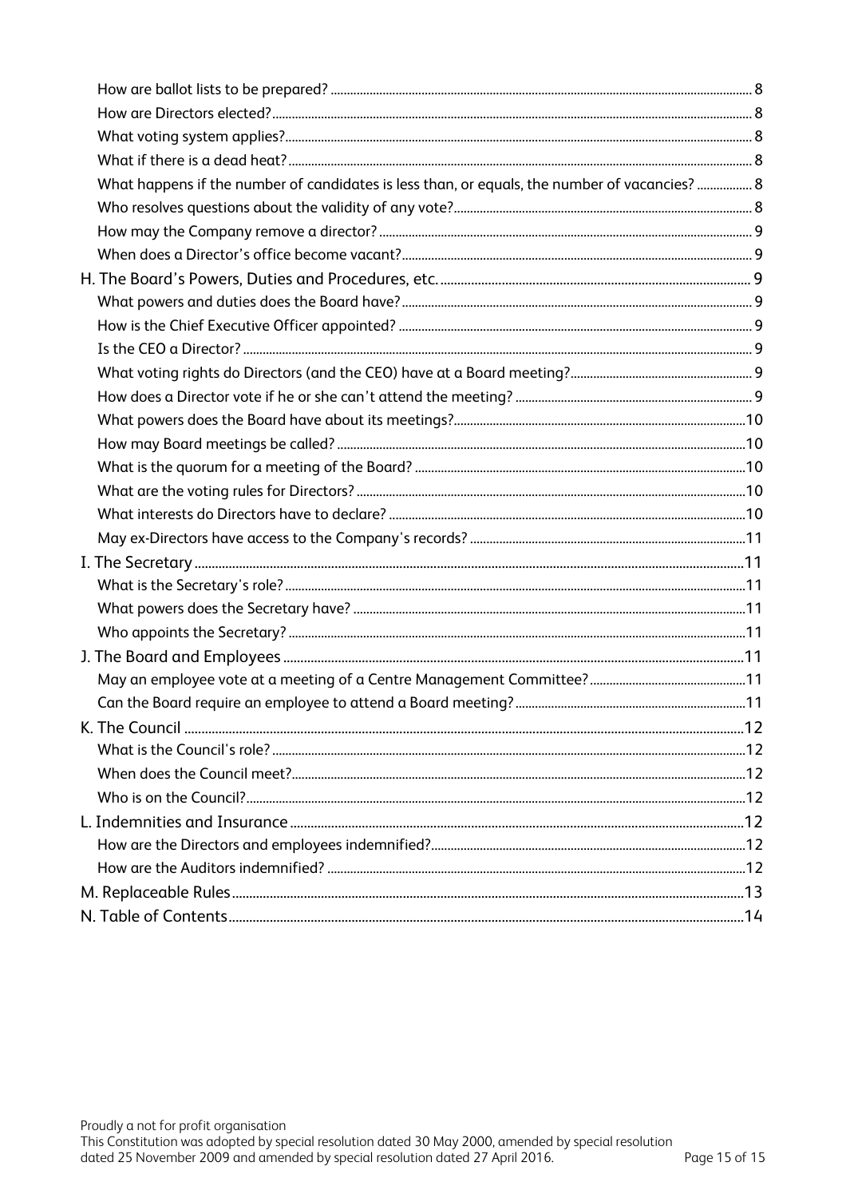How are ballot lists to be prepared? ........ 8
How are Directors elected? ........ 8
What voting system applies? ........ 8
What if there is a dead heat? ........ 8
What happens if the number of candidates is less than, or equals, the number of vacancies? ........ 8
Who resolves questions about the validity of any vote? ........ 8
How may the Company remove a director? ........ 9
When does a Director's office become vacant? ........ 9

H. The Board's Powers, Duties and Procedures, etc. ........ 9
What powers and duties does the Board have? ........ 9
How is the Chief Executive Officer appointed? ........ 9
Is the CEO a Director? ........ 9
What voting rights do Directors (and the CEO) have at a Board meeting? ........ 9
How does a Director vote if he or she can't attend the meeting? ........ 9
What powers does the Board have about its meetings? ........ 10
How may Board meetings be called? ........ 10
What is the quorum for a meeting of the Board? ........ 10
What are the voting rules for Directors? ........ 10
What interests do Directors have to declare? ........ 10
May ex-Directors have access to the Company's records? ........ 11

I. The Secretary ........ 11
What is the Secretary's role? ........ 11
What powers does the Secretary have? ........ 11
Who appoints the Secretary? ........ 11

J. The Board and Employees ........ 11
May an employee vote at a meeting of a Centre Management Committee? ........ 11
Can the Board require an employee to attend a Board meeting? ........ 11

K. The Council ........ 12
What is the Council's role? ........ 12
When does the Council meet? ........ 12
Who is on the Council? ........ 12

L. Indemnities and Insurance ........ 12
How are the Directors and employees indemnified? ........ 12
How are the Auditors indemnified? ........ 12

M. Replaceable Rules ........ 13

N. Table of Contents ........ 14

Proudly a not for profit organisation
This Constitution was adopted by special resolution dated 30 May 2000, amended by special resolution dated 25 November 2009 and amended by special resolution dated 27 April 2016.